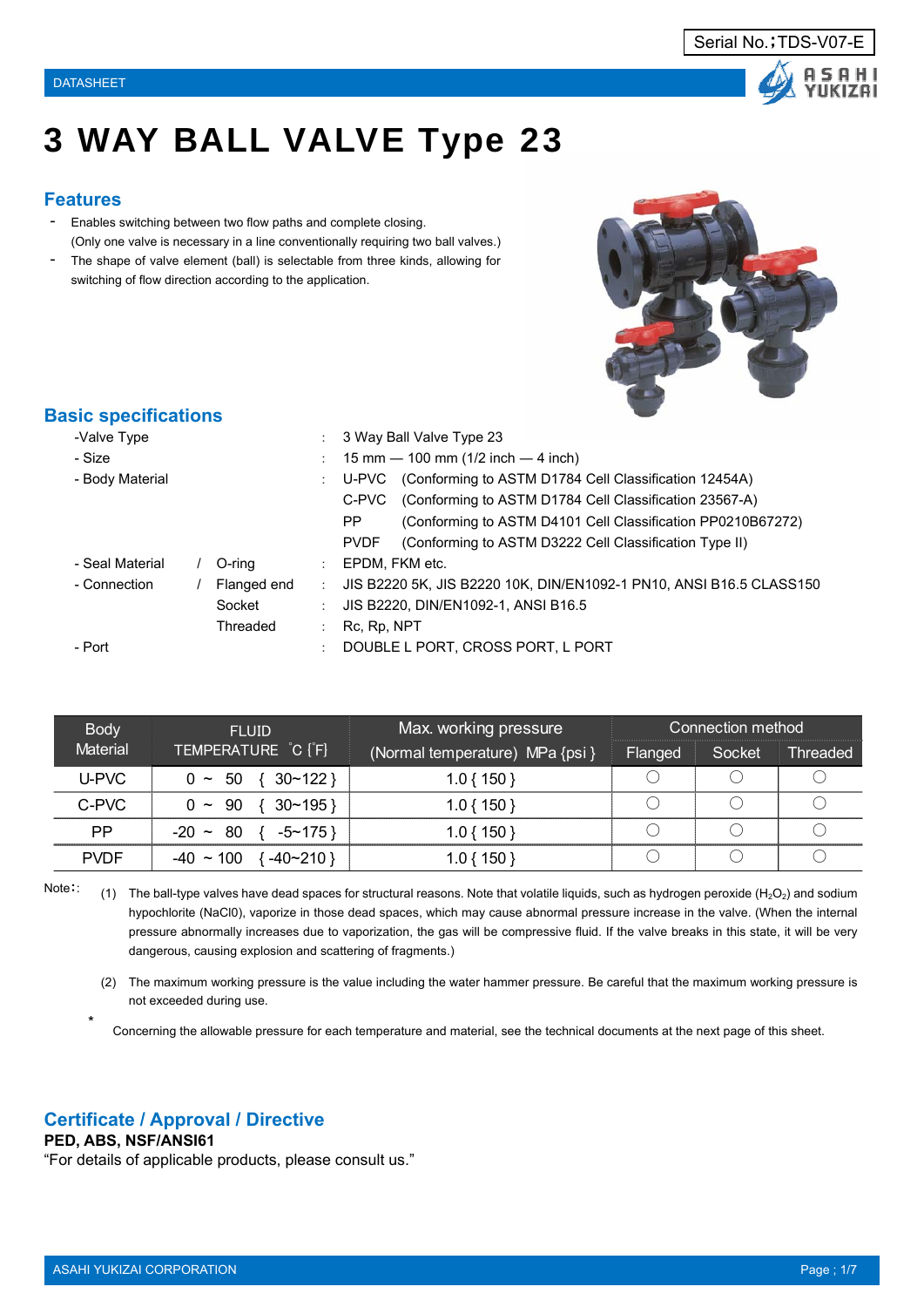Serial No.;TDS-V07-E

DATASHEET

# 3 WAY BALL VALVE Type 23

## Features

- Enables switching between two flow paths and complete closing.
  (Only one valve is necessary in a line conventionally requiring two ball valves.)
- The shape of valve element (ball) is selectable from three kinds, allowing for switching of flow direction according to the application.

## Basic specifications

| | | | |
|---|---|---|---|
| -Valve Type | | : | 3 Way Ball Valve Type 23 |
| - Size | | : | 15 mm — 100 mm (1/2 inch — 4 inch) |
| - Body Material | | : | U-PVC (Conforming to ASTM D1784 Cell Classification 12454A) |
| | | | C-PVC (Conforming to ASTM D1784 Cell Classification 23567-A) |
| | | | PP (Conforming to ASTM D4101 Cell Classification PP0210B67272) |
| | | | PVDF (Conforming to ASTM D3222 Cell Classification Type II) |
| - Seal Material | / O-ring | : | EPDM, FKM etc. |
| - Connection | / Flanged end | : | JIS B2220 5K, JIS B2220 10K, DIN/EN1092-1 PN10, ANSI B16.5 CLASS150 |
| | Socket | : | JIS B2220, DIN/EN1092-1, ANSI B16.5 |
| | Threaded | : | Rc, Rp, NPT |
| - Port | | : | DOUBLE L PORT, CROSS PORT, L PORT |

| Body Material | FLUID TEMPERATURE ℃ {℉} | Max. working pressure (Normal temperature) MPa {psi } | Connection method | | |
|---|---|---|---|---|---|
| | | | Flanged | Socket | Threaded |
| U-PVC | 0 ~ 50 { 30~122 } | 1.0 { 150 } | ○ | ○ | ○ |
| C-PVC | 0 ~ 90 { 30~195 } | 1.0 { 150 } | ○ | ○ | ○ |
| PP | -20 ~ 80 { -5~175 } | 1.0 { 150 } | ○ | ○ | ○ |
| PVDF | -40 ~ 100 { -40~210 } | 1.0 { 150 } | ○ | ○ | ○ |

Note::

(1) The ball-type valves have dead spaces for structural reasons. Note that volatile liquids, such as hydrogen peroxide ($H_2O_2$) and sodium hypochlorite (NaCl0), vaporize in those dead spaces, which may cause abnormal pressure increase in the valve. (When the internal pressure abnormally increases due to vaporization, the gas will be compressive fluid. If the valve breaks in this state, it will be very dangerous, causing explosion and scattering of fragments.)

(2) The maximum working pressure is the value including the water hammer pressure. Be careful that the maximum working pressure is not exceeded during use.

* Concerning the allowable pressure for each temperature and material, see the technical documents at the next page of this sheet.

## Certificate / Approval / Directive

**PED, ABS, NSF/ANSI61**

"For details of applicable products, please consult us."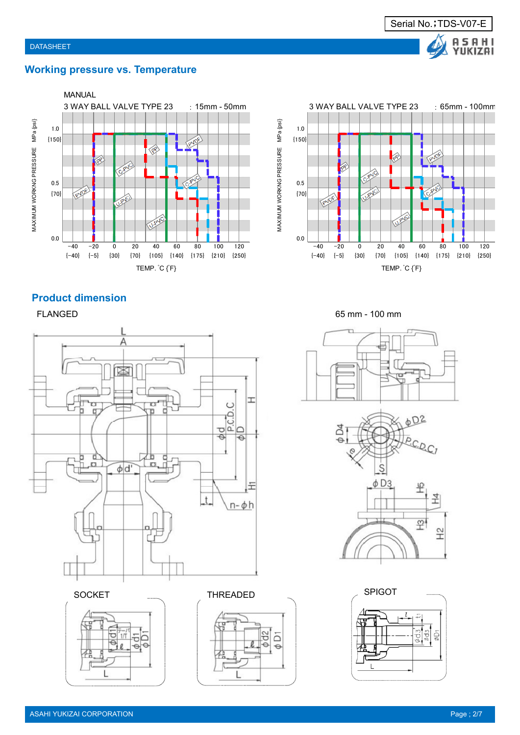## Working pressure vs. Temperature

MANUAL

3 WAY BALL VALVE TYPE 23 : 15mm - 50mm

3 WAY BALL VALVE TYPE 23 : 65mm - 100mm

MAXIMUM WORKNG PRESSURE MPa {psi}

1.0 {150}

0.5 {70}

0.0

−40 {−40} −20 {−5} 0 {30} 20 {70} 40 {105} 60 {140} 80 {175} 100 {210} 120 {250}

TEMP. ˚C {˚F}

PP, C-PVC, U-PVC, PVDF

## Product dimension

FLANGED

65 mm - 100 mm

L, A, H, H1, φd, P.C.D.C, φD, φd', t, n-φh

φD4, φD2, P.C.D.C1, e, S, φD3, H5, H4, H3, H2

SOCKET

φd1, ℓ, φD1, L

THREADED

φd2, ℓ, φD1, L

SPIGOT

ℓ, t1, φd3', φd3, φD1, L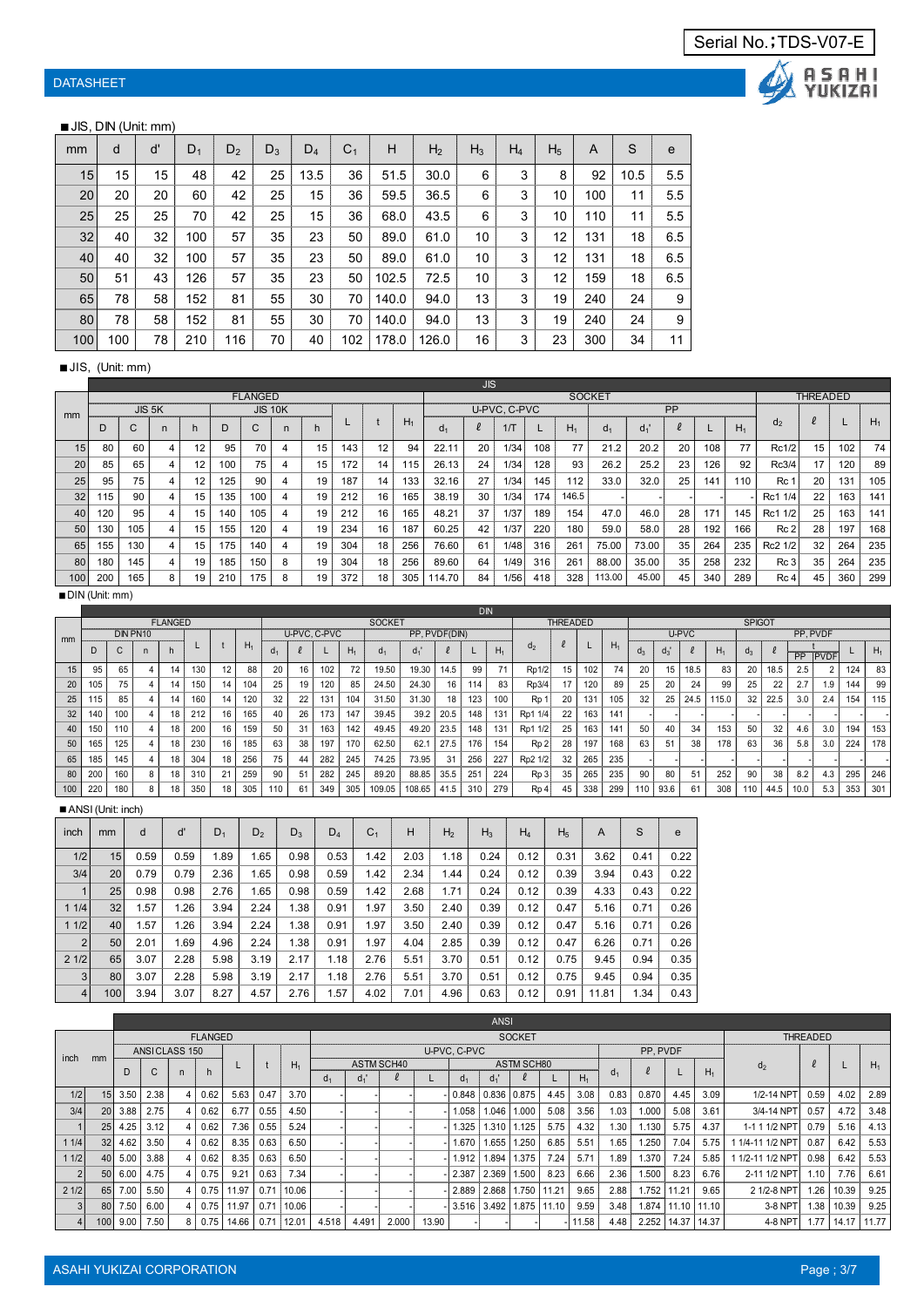Serial No.;TDS-V07-E

DATASHEET

■JIS, DIN (Unit: mm)

| mm | d | d' | $D_1$ | $D_2$ | $D_3$ | $D_4$ | $C_1$ | H | $H_2$ | $H_3$ | $H_4$ | $H_5$ | A | S | e |
|---|---|---|---|---|---|---|---|---|---|---|---|---|---|---|---|
| 15 | 15 | 15 | 48 | 42 | 25 | 13.5 | 36 | 51.5 | 30.0 | 6 | 3 | 8 | 92 | 10.5 | 5.5 |
| 20 | 20 | 20 | 60 | 42 | 25 | 15 | 36 | 59.5 | 36.5 | 6 | 3 | 10 | 100 | 11 | 5.5 |
| 25 | 25 | 25 | 70 | 42 | 25 | 15 | 36 | 68.0 | 43.5 | 6 | 3 | 10 | 110 | 11 | 5.5 |
| 32 | 40 | 32 | 100 | 57 | 35 | 23 | 50 | 89.0 | 61.0 | 10 | 3 | 12 | 131 | 18 | 6.5 |
| 40 | 40 | 32 | 100 | 57 | 35 | 23 | 50 | 89.0 | 61.0 | 10 | 3 | 12 | 131 | 18 | 6.5 |
| 50 | 51 | 43 | 126 | 57 | 35 | 23 | 50 | 102.5 | 72.5 | 10 | 3 | 12 | 159 | 18 | 6.5 |
| 65 | 78 | 58 | 152 | 81 | 55 | 30 | 70 | 140.0 | 94.0 | 13 | 3 | 19 | 240 | 24 | 9 |
| 80 | 78 | 58 | 152 | 81 | 55 | 30 | 70 | 140.0 | 94.0 | 13 | 3 | 19 | 240 | 24 | 9 |
| 100 | 100 | 78 | 210 | 116 | 70 | 40 | 102 | 178.0 | 126.0 | 16 | 3 | 23 | 300 | 34 | 11 |

■JIS, (Unit: mm)

| mm | JIS | | | | | | | | | | | | | | | | | | | | | | | | | | |
|---|---|---|---|---|---|---|---|---|---|---|---|---|---|---|---|---|---|---|---|---|---|---|---|---|---|---|---|
| | FLANGED | | | | | | | | | | | SOCKET | | | | | | | | | | | THREADED | | | |
| | JIS 5K | | | | JIS 10K | | | | | | | U-PVC, C-PVC | | | | | PP | | | | | | | | | |
| | D | C | n | h | D | C | n | h | L | t | $H_1$ | $d_1$ | ℓ | 1/T | L | $H_1$ | $d_1$ | $d_1$' | ℓ | L | $H_1$ | $d_2$ | ℓ | L | $H_1$ |
| 15 | 80 | 60 | 4 | 12 | 95 | 70 | 4 | 15 | 143 | 12 | 94 | 22.11 | 20 | 1/34 | 108 | 77 | 21.2 | 20.2 | 20 | 108 | 77 | Rc1/2 | 15 | 102 | 74 |
| 20 | 85 | 65 | 4 | 12 | 100 | 75 | 4 | 15 | 172 | 14 | 115 | 26.13 | 24 | 1/34 | 128 | 93 | 26.2 | 25.2 | 23 | 126 | 92 | Rc3/4 | 17 | 120 | 89 |
| 25 | 95 | 75 | 4 | 12 | 125 | 90 | 4 | 19 | 187 | 14 | 133 | 32.16 | 27 | 1/34 | 145 | 112 | 33.0 | 32.0 | 25 | 141 | 110 | Rc 1 | 20 | 131 | 105 |
| 32 | 115 | 90 | 4 | 15 | 135 | 100 | 4 | 19 | 212 | 16 | 165 | 38.19 | 30 | 1/34 | 174 | 146.5 | - | - | - | - | - | Rc1 1/4 | 22 | 163 | 141 |
| 40 | 120 | 95 | 4 | 15 | 140 | 105 | 4 | 19 | 212 | 16 | 165 | 48.21 | 37 | 1/37 | 189 | 154 | 47.0 | 46.0 | 28 | 171 | 145 | Rc1 1/2 | 25 | 163 | 141 |
| 50 | 130 | 105 | 4 | 15 | 155 | 120 | 4 | 19 | 234 | 16 | 187 | 60.25 | 42 | 1/37 | 220 | 180 | 59.0 | 58.0 | 28 | 192 | 166 | Rc 2 | 28 | 197 | 168 |
| 65 | 155 | 130 | 4 | 15 | 175 | 140 | 4 | 19 | 304 | 18 | 256 | 76.60 | 61 | 1/48 | 316 | 261 | 75.00 | 73.00 | 35 | 264 | 235 | Rc2 1/2 | 32 | 264 | 235 |
| 80 | 180 | 145 | 4 | 19 | 185 | 150 | 8 | 19 | 304 | 18 | 256 | 89.60 | 64 | 1/49 | 316 | 261 | 88.00 | 35.00 | 35 | 258 | 232 | Rc 3 | 35 | 264 | 235 |
| 100 | 200 | 165 | 8 | 19 | 210 | 175 | 8 | 19 | 372 | 18 | 305 | 114.70 | 84 | 1/56 | 418 | 328 | 113.00 | 45.00 | 45 | 340 | 289 | Rc 4 | 45 | 360 | 299 |

■DIN (Unit: mm)

| mm | DIN | | | | | | | | | | | | | | | | | | | | | | | | | | | | | | | | | | |
|---|---|---|---|---|---|---|---|---|---|---|---|---|---|---|---|---|---|---|---|---|---|---|---|---|---|---|---|---|---|---|---|---|---|---|---|
| | FLANGED | | | | | | | SOCKET | | | | | | | | | | THREADED | | | | SPIGOT | | | | | | | | | | | | |
| | DIN PN10 | | | | | | | U-PVC, C-PVC | | | | PP, PVDF(DIN) | | | | | | | | | | U-PVC | | | | PP, PVDF | | | | | | |
| | D | C | n | h | L | t | $H_1$ | $d_1$ | ℓ | L | $H_1$ | $d_1$ | $d_1$' | ℓ | L | $H_1$ | $d_2$ | ℓ | L | $H_1$ | $d_3$ | $d_3$' | ℓ | $H_1$ | $d_3$ | ℓ | t PP | t PVDF | L | $H_1$ |
| 15 | 95 | 65 | 4 | 14 | 130 | 12 | 88 | 20 | 16 | 102 | 72 | 19.50 | 19.30 | 14.5 | 99 | 71 | Rp1/2 | 15 | 102 | 74 | 20 | 15 | 18.5 | 83 | 20 | 18.5 | 2.5 | 2 | 124 | 83 |
| 20 | 105 | 75 | 4 | 14 | 150 | 14 | 104 | 25 | 19 | 120 | 85 | 24.50 | 24.30 | 16 | 114 | 83 | Rp3/4 | 17 | 120 | 89 | 25 | 20 | 24 | 99 | 25 | 22 | 2.7 | 1.9 | 144 | 99 |
| 25 | 115 | 85 | 4 | 14 | 160 | 14 | 120 | 32 | 22 | 131 | 104 | 31.50 | 31.30 | 18 | 123 | 100 | Rp 1 | 20 | 131 | 105 | 32 | 25 | 24.5 | 115.0 | 32 | 22.5 | 3.0 | 2.4 | 154 | 115 |
| 32 | 140 | 100 | 4 | 18 | 212 | 16 | 165 | 40 | 26 | 173 | 147 | 39.45 | 39.2 | 20.5 | 148 | 131 | Rp1 1/4 | 22 | 163 | 141 | - | - | - | - | - | - | - | - | - | - |
| 40 | 150 | 110 | 4 | 18 | 200 | 16 | 159 | 50 | 31 | 163 | 142 | 49.45 | 49.20 | 23.5 | 148 | 131 | Rp1 1/2 | 25 | 163 | 141 | 50 | 40 | 34 | 153 | 50 | 32 | 4.6 | 3.0 | 194 | 153 |
| 50 | 165 | 125 | 4 | 18 | 230 | 16 | 185 | 63 | 38 | 197 | 170 | 62.50 | 62.1 | 27.5 | 176 | 154 | Rp 2 | 28 | 197 | 168 | 63 | 51 | 38 | 178 | 63 | 36 | 5.8 | 3.0 | 224 | 178 |
| 65 | 185 | 145 | 4 | 18 | 304 | 18 | 256 | 75 | 44 | 282 | 245 | 74.25 | 73.95 | 31 | 256 | 227 | Rp2 1/2 | 32 | 265 | 235 | - | - | - | - | - | - | - | - | - | - |
| 80 | 200 | 160 | 8 | 18 | 310 | 21 | 259 | 90 | 51 | 282 | 245 | 89.20 | 88.85 | 35.5 | 251 | 224 | Rp 3 | 35 | 265 | 235 | 90 | 80 | 51 | 252 | 90 | 38 | 8.2 | 4.3 | 295 | 246 |
| 100 | 220 | 180 | 8 | 18 | 350 | 18 | 305 | 110 | 61 | 349 | 305 | 109.05 | 108.65 | 41.5 | 310 | 279 | Rp 4 | 45 | 338 | 299 | 110 | 93.6 | 61 | 308 | 110 | 44.5 | 10.0 | 5.3 | 353 | 301 |

■ANSI (Unit: inch)

| inch | mm | d | d' | $D_1$ | $D_2$ | $D_3$ | $D_4$ | $C_1$ | H | $H_2$ | $H_3$ | $H_4$ | $H_5$ | A | S | e |
|---|---|---|---|---|---|---|---|---|---|---|---|---|---|---|---|---|
| 1/2 | 15 | 0.59 | 0.59 | 1.89 | 1.65 | 0.98 | 0.53 | 1.42 | 2.03 | 1.18 | 0.24 | 0.12 | 0.31 | 3.62 | 0.41 | 0.22 |
| 3/4 | 20 | 0.79 | 0.79 | 2.36 | 1.65 | 0.98 | 0.59 | 1.42 | 2.34 | 1.44 | 0.24 | 0.12 | 0.39 | 3.94 | 0.43 | 0.22 |
| 1 | 25 | 0.98 | 0.98 | 2.76 | 1.65 | 0.98 | 0.59 | 1.42 | 2.68 | 1.71 | 0.24 | 0.12 | 0.39 | 4.33 | 0.43 | 0.22 |
| 1 1/4 | 32 | 1.57 | 1.26 | 3.94 | 2.24 | 1.38 | 0.91 | 1.97 | 3.50 | 2.40 | 0.39 | 0.12 | 0.47 | 5.16 | 0.71 | 0.26 |
| 1 1/2 | 40 | 1.57 | 1.26 | 3.94 | 2.24 | 1.38 | 0.91 | 1.97 | 3.50 | 2.40 | 0.39 | 0.12 | 0.47 | 5.16 | 0.71 | 0.26 |
| 2 | 50 | 2.01 | 1.69 | 4.96 | 2.24 | 1.38 | 0.91 | 1.97 | 4.04 | 2.85 | 0.39 | 0.12 | 0.47 | 6.26 | 0.71 | 0.26 |
| 2 1/2 | 65 | 3.07 | 2.28 | 5.98 | 3.19 | 2.17 | 1.18 | 2.76 | 5.51 | 3.70 | 0.51 | 0.12 | 0.75 | 9.45 | 0.94 | 0.35 |
| 3 | 80 | 3.07 | 2.28 | 5.98 | 3.19 | 2.17 | 1.18 | 2.76 | 5.51 | 3.70 | 0.51 | 0.12 | 0.75 | 9.45 | 0.94 | 0.35 |
| 4 | 100 | 3.94 | 3.07 | 8.27 | 4.57 | 2.76 | 1.57 | 4.02 | 7.01 | 4.96 | 0.63 | 0.12 | 0.91 | 11.81 | 1.34 | 0.43 |

| inch | mm | ANSI | | | | | | | | | | | | | | | | | | | | | | | | |
|---|---|---|---|---|---|---|---|---|---|---|---|---|---|---|---|---|---|---|---|---|---|---|---|---|---|
| | | FLANGED | | | | | | | SOCKET | | | | | | | | | | | | | THREADED | | | |
| | | ANSI CLASS 150 | | | | | | | U-PVC, C-PVC | | | | | | | | | PP, PVDF | | | | | | | |
| | | | | | | | | | ASTM SCH40 | | | | ASTM SCH80 | | | | | | | | | | | | |
| | | D | C | n | h | L | t | $H_1$ | $d_1$ | $d_1$' | ℓ | L | $d_1$ | $d_1$' | ℓ | L | $H_1$ | $d_1$ | ℓ | L | $H_1$ | $d_2$ | ℓ | L | $H_1$ |
| 1/2 | 15 | 3.50 | 2.38 | 4 | 0.62 | 5.63 | 0.47 | 3.70 | - | - | - | - | 0.848 | 0.836 | 0.875 | 4.45 | 3.08 | 0.83 | 0.870 | 4.45 | 3.09 | 1/2-14 NPT | 0.59 | 4.02 | 2.89 |
| 3/4 | 20 | 3.88 | 2.75 | 4 | 0.62 | 6.77 | 0.55 | 4.50 | - | - | - | - | 1.058 | 1.046 | 1.000 | 5.08 | 3.56 | 1.03 | 1.000 | 5.08 | 3.61 | 3/4-14 NPT | 0.57 | 4.72 | 3.48 |
| 1 | 25 | 4.25 | 3.12 | 4 | 0.62 | 7.36 | 0.55 | 5.24 | - | - | - | - | 1.325 | 1.310 | 1.125 | 5.75 | 4.32 | 1.30 | 1.130 | 5.75 | 4.37 | 1-1 1/2 NPT | 0.79 | 5.16 | 4.13 |
| 1 1/4 | 32 | 4.62 | 3.50 | 4 | 0.62 | 8.35 | 0.63 | 6.50 | - | - | - | - | 1.670 | 1.655 | 1.250 | 6.85 | 5.51 | 1.65 | 1.250 | 7.04 | 5.75 | 1 1/4-11 1/2 NPT | 0.87 | 6.42 | 5.53 |
| 1 1/2 | 40 | 5.00 | 3.88 | 4 | 0.62 | 8.35 | 0.63 | 6.50 | - | - | - | - | 1.912 | 1.894 | 1.375 | 7.24 | 5.71 | 1.89 | 1.370 | 7.24 | 5.85 | 1 1/2-11 1/2 NPT | 0.98 | 6.42 | 5.53 |
| 2 | 50 | 6.00 | 4.75 | 4 | 0.75 | 9.21 | 0.63 | 7.34 | - | - | - | - | 2.387 | 2.369 | 1.500 | 8.23 | 6.66 | 2.36 | 1.500 | 8.23 | 6.76 | 2-11 1/2 NPT | 1.10 | 7.76 | 6.61 |
| 2 1/2 | 65 | 7.00 | 5.50 | 4 | 0.75 | 11.97 | 0.71 | 10.06 | - | - | - | - | 2.889 | 2.868 | 1.750 | 11.21 | 9.65 | 2.88 | 1.752 | 11.21 | 9.65 | 2 1/2-8 NPT | 1.26 | 10.39 | 9.25 |
| 3 | 80 | 7.50 | 6.00 | 4 | 0.75 | 11.97 | 0.71 | 10.06 | - | - | - | - | 3.516 | 3.492 | 1.875 | 11.10 | 9.59 | 3.48 | 1.874 | 11.10 | 11.10 | 3-8 NPT | 1.38 | 10.39 | 9.25 |
| 4 | 100 | 9.00 | 7.50 | 8 | 0.75 | 14.66 | 0.71 | 12.01 | 4.518 | 4.491 | 2.000 | 13.90 | - | - | - | - | 11.58 | 4.48 | 2.252 | 14.37 | 14.37 | 4-8 NPT | 1.77 | 14.17 | 11.77 |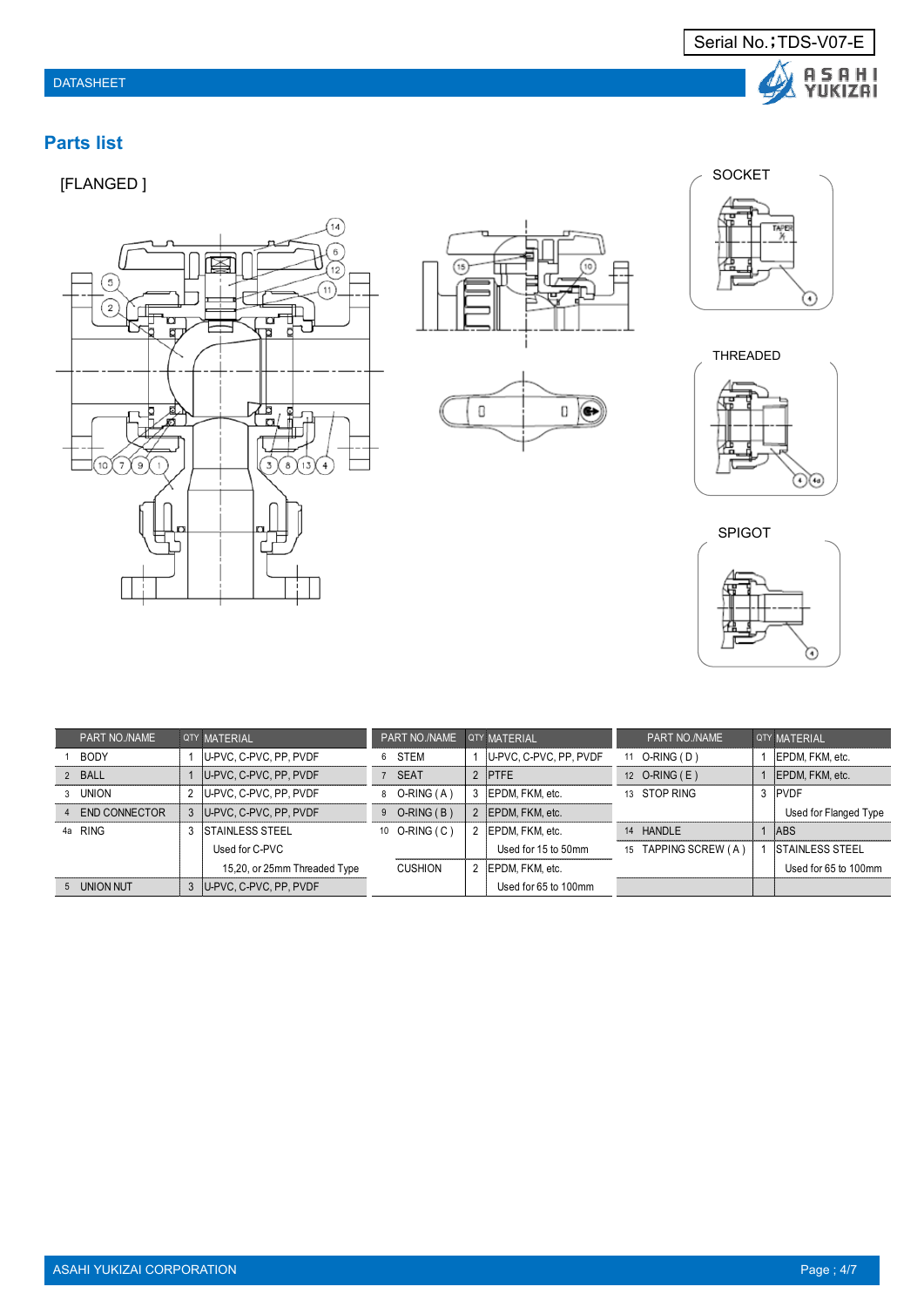## Parts list

[FLANGED ]

SOCKET

THREADED

SPIGOT

| PART NO./NAME | QTY | MATERIAL | PART NO./NAME | QTY | MATERIAL | PART NO./NAME | QTY | MATERIAL |
|---|---|---|---|---|---|---|---|---|
| 1 BODY | 1 | U-PVC, C-PVC, PP, PVDF | 6 STEM | 1 | U-PVC, C-PVC, PP, PVDF | 11 O-RING ( D ) | 1 | EPDM, FKM, etc. |
| 2 BALL | 1 | U-PVC, C-PVC, PP, PVDF | 7 SEAT | 2 | PTFE | 12 O-RING ( E ) | 1 | EPDM, FKM, etc. |
| 3 UNION | 2 | U-PVC, C-PVC, PP, PVDF | 8 O-RING ( A ) | 3 | EPDM, FKM, etc. | 13 STOP RING | 3 | PVDF<br>Used for Flanged Type |
| 4 END CONNECTOR | 3 | U-PVC, C-PVC, PP, PVDF | 9 O-RING ( B ) | 2 | EPDM, FKM, etc. | | | |
| 4a RING | 3 | STAINLESS STEEL<br>Used for C-PVC<br>15,20, or 25mm Threaded Type | 10 O-RING ( C ) | 2 | EPDM, FKM, etc.<br>Used for 15 to 50mm | 14 HANDLE | 1 | ABS |
| | | | CUSHION | 2 | EPDM, FKM, etc.<br>Used for 65 to 100mm | 15 TAPPING SCREW ( A ) | 1 | STAINLESS STEEL<br>Used for 65 to 100mm |
| 5 UNION NUT | 3 | U-PVC, C-PVC, PP, PVDF | | | | | | |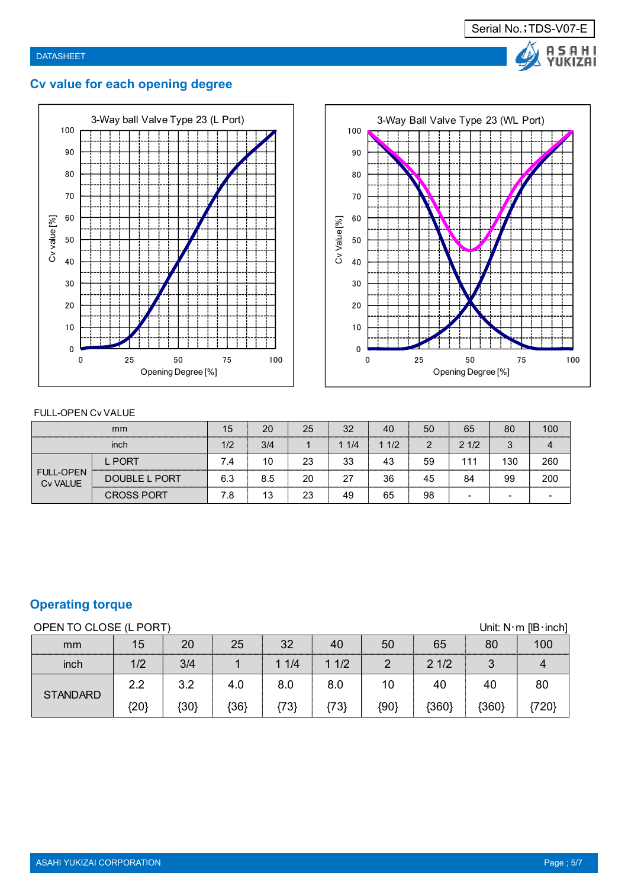Serial No.；TDS-V07-E

DATASHEET

## Cv value for each opening degree

3-Way ball Valve Type 23 (L Port)

Cv value [%] / Opening Degree [%]

3-Way Ball Valve Type 23 (WL Port)

Cv Value [%] / Opening Degree [%]

FULL-OPEN Cv VALUE

| mm | | 15 | 20 | 25 | 32 | 40 | 50 | 65 | 80 | 100 |
|---|---|---|---|---|---|---|---|---|---|---|
| inch | | 1/2 | 3/4 | 1 | 1 1/4 | 1 1/2 | 2 | 2 1/2 | 3 | 4 |
| FULL-OPEN Cv VALUE | L PORT | 7.4 | 10 | 23 | 33 | 43 | 59 | 111 | 130 | 260 |
| | DOUBLE L PORT | 6.3 | 8.5 | 20 | 27 | 36 | 45 | 84 | 99 | 200 |
| | CROSS PORT | 7.8 | 13 | 23 | 49 | 65 | 98 | - | - | - |

## Operating torque

OPEN TO CLOSE (L PORT) Unit: N･m [lB･inch]

| mm | 15 | 20 | 25 | 32 | 40 | 50 | 65 | 80 | 100 |
|---|---|---|---|---|---|---|---|---|---|
| inch | 1/2 | 3/4 | 1 | 1 1/4 | 1 1/2 | 2 | 2 1/2 | 3 | 4 |
| STANDARD | 2.2 {20} | 3.2 {30} | 4.0 {36} | 8.0 {73} | 8.0 {73} | 10 {90} | 40 {360} | 40 {360} | 80 {720} |

ASAHI YUKIZAI CORPORATION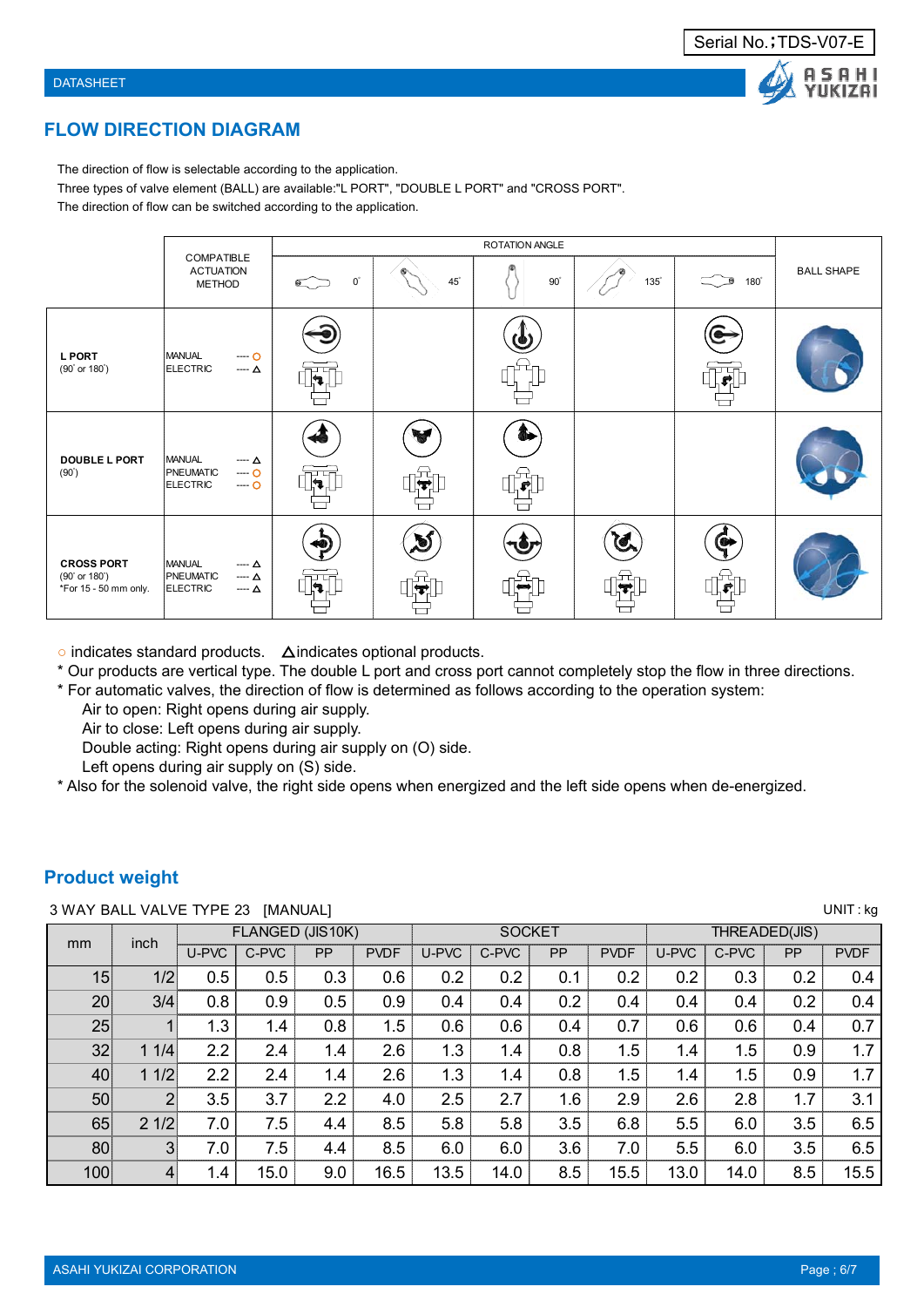## FLOW DIRECTION DIAGRAM

The direction of flow is selectable according to the application.
Three types of valve element (BALL) are available:"L PORT", "DOUBLE L PORT" and "CROSS PORT".
The direction of flow can be switched according to the application.

| | COMPATIBLE ACTUATION METHOD | ROTATION ANGLE 0° | 45° | 90° | 135° | 180° | BALL SHAPE |
|---|---|---|---|---|---|---|---|
| **L PORT** (90° or 180°) | MANUAL ---- ○ ELECTRIC ---- △ | | | | | | |
| **DOUBLE L PORT** (90°) | MANUAL ---- △ PNEUMATIC ---- ○ ELECTRIC ---- ○ | | | | | | |
| **CROSS PORT** (90° or 180°) *For 15 - 50 mm only. | MANUAL ---- △ PNEUMATIC ---- △ ELECTRIC ---- △ | | | | | | |

○ indicates standard products. △indicates optional products.

* Our products are vertical type. The double L port and cross port cannot completely stop the flow in three directions.
* For automatic valves, the direction of flow is determined as follows according to the operation system:
  Air to open: Right opens during air supply.
  Air to close: Left opens during air supply.
  Double acting: Right opens during air supply on (O) side.
  Left opens during air supply on (S) side.
* Also for the solenoid valve, the right side opens when energized and the left side opens when de-energized.

## Product weight

3 WAY BALL VALVE TYPE 23 [MANUAL] UNIT : kg

| mm | inch | FLANGED (JIS10K) | | | | SOCKET | | | | THREADED(JIS) | | | |
|---|---|---|---|---|---|---|---|---|---|---|---|---|---|
| | | U-PVC | C-PVC | PP | PVDF | U-PVC | C-PVC | PP | PVDF | U-PVC | C-PVC | PP | PVDF |
| 15 | 1/2 | 0.5 | 0.5 | 0.3 | 0.6 | 0.2 | 0.2 | 0.1 | 0.2 | 0.2 | 0.3 | 0.2 | 0.4 |
| 20 | 3/4 | 0.8 | 0.9 | 0.5 | 0.9 | 0.4 | 0.4 | 0.2 | 0.4 | 0.4 | 0.4 | 0.2 | 0.4 |
| 25 | 1 | 1.3 | 1.4 | 0.8 | 1.5 | 0.6 | 0.6 | 0.4 | 0.7 | 0.6 | 0.6 | 0.4 | 0.7 |
| 32 | 1 1/4 | 2.2 | 2.4 | 1.4 | 2.6 | 1.3 | 1.4 | 0.8 | 1.5 | 1.4 | 1.5 | 0.9 | 1.7 |
| 40 | 1 1/2 | 2.2 | 2.4 | 1.4 | 2.6 | 1.3 | 1.4 | 0.8 | 1.5 | 1.4 | 1.5 | 0.9 | 1.7 |
| 50 | 2 | 3.5 | 3.7 | 2.2 | 4.0 | 2.5 | 2.7 | 1.6 | 2.9 | 2.6 | 2.8 | 1.7 | 3.1 |
| 65 | 2 1/2 | 7.0 | 7.5 | 4.4 | 8.5 | 5.8 | 5.8 | 3.5 | 6.8 | 5.5 | 6.0 | 3.5 | 6.5 |
| 80 | 3 | 7.0 | 7.5 | 4.4 | 8.5 | 6.0 | 6.0 | 3.6 | 7.0 | 5.5 | 6.0 | 3.5 | 6.5 |
| 100 | 4 | 1.4 | 15.0 | 9.0 | 16.5 | 13.5 | 14.0 | 8.5 | 15.5 | 13.0 | 14.0 | 8.5 | 15.5 |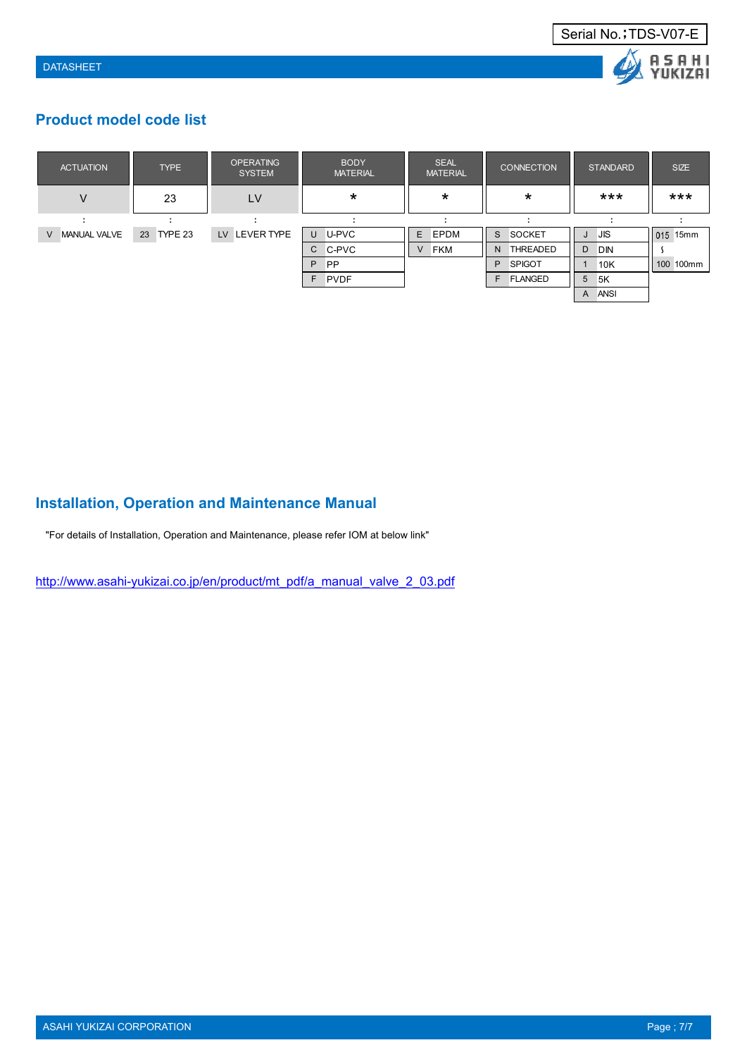## Product model code list

| ACTUATION | TYPE | OPERATING SYSTEM | BODY MATERIAL | SEAL MATERIAL | CONNECTION | STANDARD | SIZE |
|---|---|---|---|---|---|---|---|
| V | 23 | LV | * | * | * | *** | *** |
| : | : | : | : | : | : | : | : |
| V MANUAL VALVE | 23 TYPE 23 | LV LEVER TYPE | U U-PVC | E EPDM | S SOCKET | J JIS | 015 15mm |
| | | | C C-PVC | V FKM | N THREADED | D DIN | ∫ |
| | | | P PP | | P SPIGOT | 1 10K | 100 100mm |
| | | | F PVDF | | F FLANGED | 5 5K | |
| | | | | | | A ANSI | |

## Installation, Operation and Maintenance Manual

"For details of Installation, Operation and Maintenance, please refer IOM at below link"

http://www.asahi-yukizai.co.jp/en/product/mt_pdf/a_manual_valve_2_03.pdf